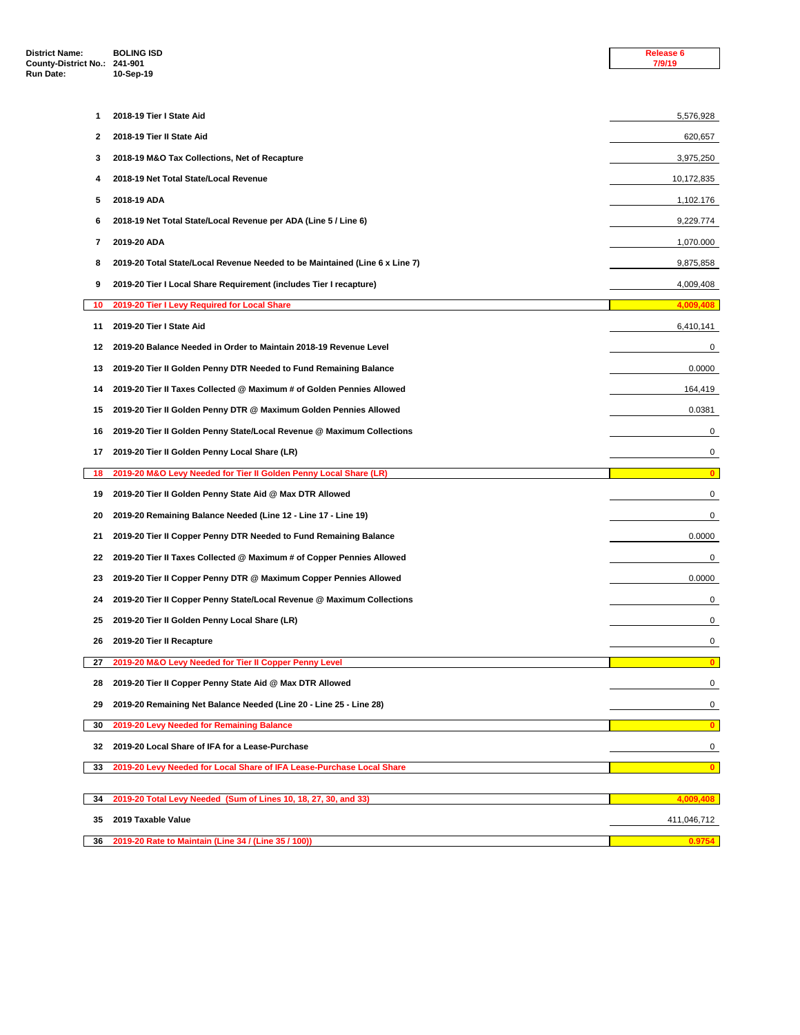**District Name:** BOLING ISD
**County-District No.:** 241-901
**Run Date:** 10-Sep-19

**Release 6**
**7/9/19**

| Line | Description | Value |
|---|---|---|
| 1 | 2018-19 Tier I State Aid | 5,576,928 |
| 2 | 2018-19 Tier II State Aid | 620,657 |
| 3 | 2018-19 M&O Tax Collections, Net of Recapture | 3,975,250 |
| 4 | 2018-19 Net Total State/Local Revenue | 10,172,835 |
| 5 | 2018-19 ADA | 1,102.176 |
| 6 | 2018-19 Net Total State/Local Revenue per ADA (Line 5 / Line 6) | 9,229.774 |
| 7 | 2019-20 ADA | 1,070.000 |
| 8 | 2019-20 Total State/Local Revenue Needed to be Maintained (Line 6 x Line 7) | 9,875,858 |
| 9 | 2019-20 Tier I Local Share Requirement (includes Tier I recapture) | 4,009,408 |
| 10 | **2019-20 Tier I Levy Required for Local Share** | **4,009,408** |
| 11 | 2019-20 Tier I State Aid | 6,410,141 |
| 12 | 2019-20 Balance Needed in Order to Maintain 2018-19 Revenue Level | 0 |
| 13 | 2019-20 Tier II Golden Penny DTR Needed to Fund Remaining Balance | 0.0000 |
| 14 | 2019-20 Tier II Taxes Collected @ Maximum # of Golden Pennies Allowed | 164,419 |
| 15 | 2019-20 Tier II Golden Penny DTR @ Maximum Golden Pennies Allowed | 0.0381 |
| 16 | 2019-20 Tier II Golden Penny State/Local Revenue @ Maximum Collections | 0 |
| 17 | 2019-20 Tier II Golden Penny Local Share (LR) | 0 |
| 18 | **2019-20 M&O Levy Needed for Tier II Golden Penny Local Share (LR)** | **0** |
| 19 | 2019-20 Tier II Golden Penny State Aid @ Max DTR Allowed | 0 |
| 20 | 2019-20 Remaining Balance Needed (Line 12 - Line 17 - Line 19) | 0 |
| 21 | 2019-20 Tier II Copper Penny DTR Needed to Fund Remaining Balance | 0.0000 |
| 22 | 2019-20 Tier II Taxes Collected @ Maximum # of Copper Pennies Allowed | 0 |
| 23 | 2019-20 Tier II Copper Penny DTR @ Maximum Copper Pennies Allowed | 0.0000 |
| 24 | 2019-20 Tier II Copper Penny State/Local Revenue @ Maximum Collections | 0 |
| 25 | 2019-20 Tier II Golden Penny Local Share (LR) | 0 |
| 26 | 2019-20 Tier II Recapture | 0 |
| 27 | **2019-20 M&O Levy Needed for Tier II Copper Penny Level** | **0** |
| 28 | 2019-20 Tier II Copper Penny State Aid @ Max DTR Allowed | 0 |
| 29 | 2019-20 Remaining Net Balance Needed (Line 20 - Line 25 - Line 28) | 0 |
| 30 | **2019-20 Levy Needed for Remaining Balance** | **0** |
| 32 | 2019-20 Local Share of IFA for a Lease-Purchase | 0 |
| 33 | **2019-20 Levy Needed for Local Share of IFA Lease-Purchase Local Share** | **0** |
| 34 | **2019-20 Total Levy Needed (Sum of Lines 10, 18, 27, 30, and 33)** | **4,009,408** |
| 35 | 2019 Taxable Value | 411,046,712 |
| 36 | **2019-20 Rate to Maintain (Line 34 / (Line 35 / 100))** | **0.9754** |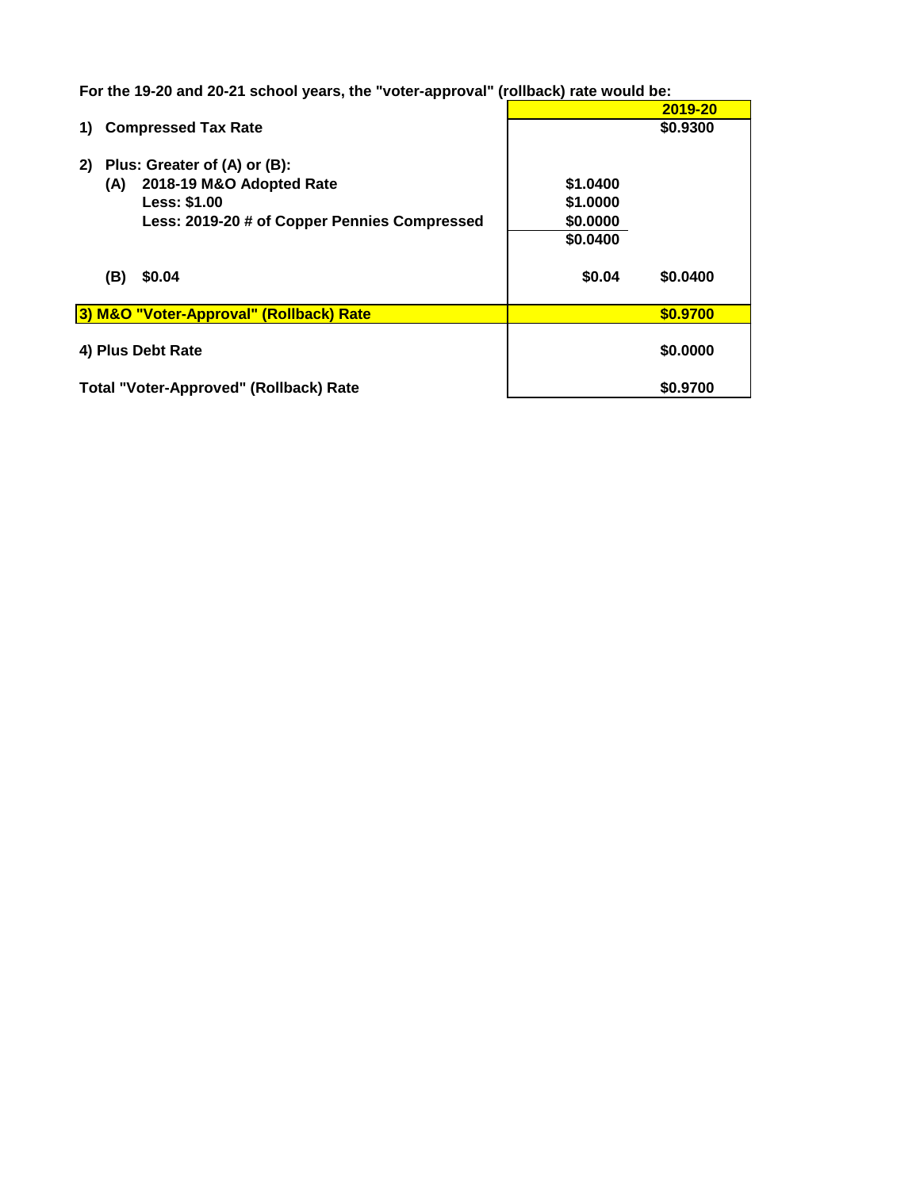**For the 19-20 and 20-21 school years, the "voter-approval" (rollback) rate would be:**

| | | | |
|---|---|---|---|
| | | | **2019-20** |
| **1)** | **Compressed Tax Rate** | | **$0.9300** |
| **2)** | **Plus: Greater of (A) or (B):** | | |
| **(A)** | **2018-19 M&O Adopted Rate** | **$1.0400** | |
| | **Less: $1.00** | **$1.0000** | |
| | **Less: 2019-20 # of Copper Pennies Compressed** | **$0.0000** | |
| | | **$0.0400** | |
| **(B)** | **$0.04** | **$0.04** | **$0.0400** |
| **3)** | **M&O "Voter-Approval" (Rollback) Rate** | | **$0.9700** |
| **4)** | **Plus Debt Rate** | | **$0.0000** |
| | **Total "Voter-Approved" (Rollback) Rate** | | **$0.9700** |